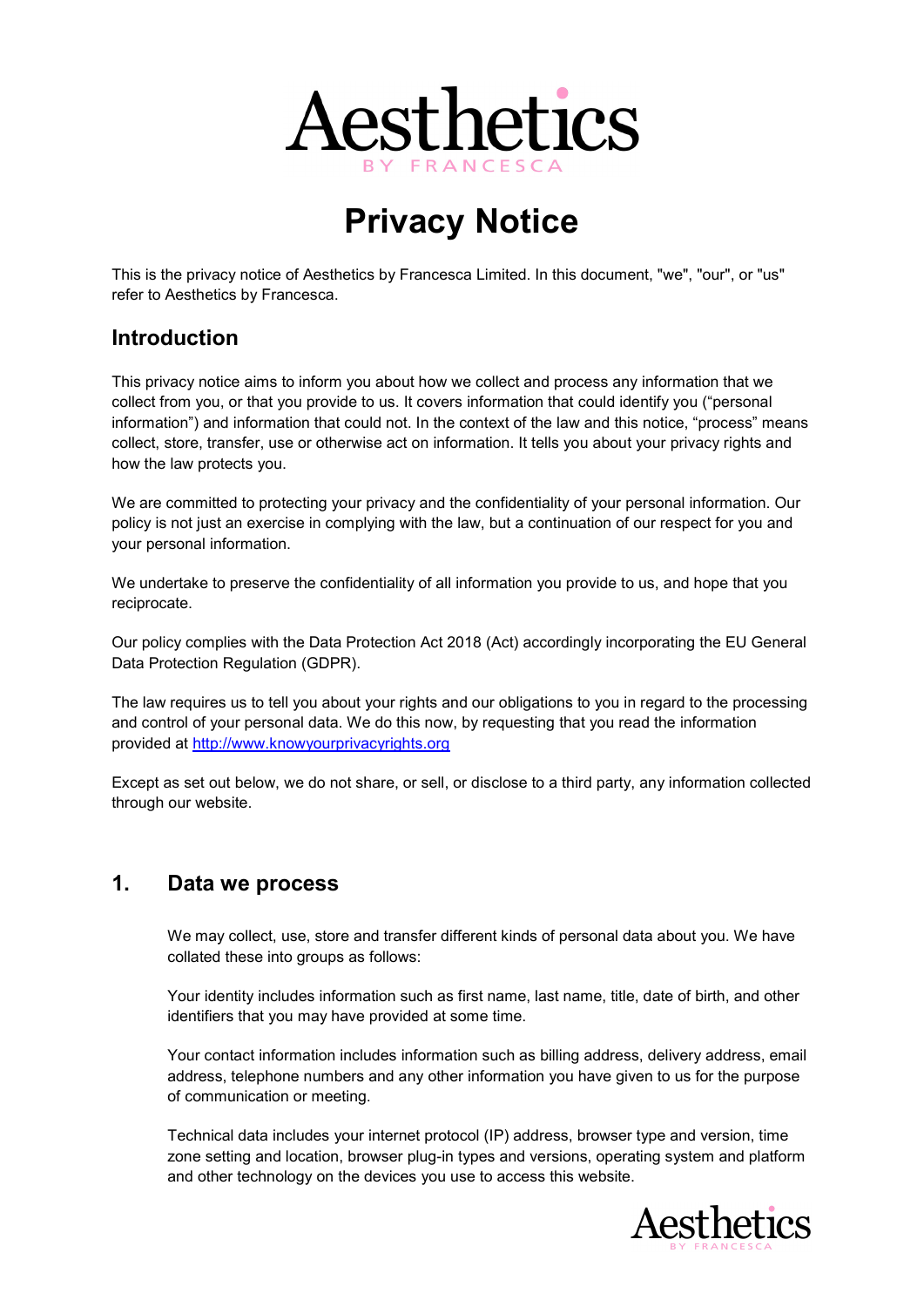# Privacy Notice

This is the privacy notice of Aesthetics by Francesca Limited. In this document, "we", "our", or "us" refer to Aesthetics by Francesca.

## Introduction

This privacy notice aims to inform you about how we collect and process any information that we collect from you, or that you provide to us. It covers information that could identify you ("personal information") and information that could not. In the context of the law and this notice, "process" means collect, store, transfer, use or otherwise act on information. It tells you about your privacy rights and how the law protects you.

We are committed to protecting your privacy and the confidentiality of your personal information. Our policy is not just an exercise in complying with the law, but a continuation of our respect for you and your personal information.

We undertake to preserve the confidentiality of all information you provide to us, and hope that you reciprocate.

Our policy complies with the Data Protection Act 2018 (Act) accordingly incorporating the EU General Data Protection Regulation (GDPR).

The law requires us to tell you about your rights and our obligations to you in regard to the processing and control of your personal data. We do this now, by requesting that you read the information provided at [http://www.knowyourprivacyrights.org](http://www.knowyourprivacyrights.org)

Except as set out below, we do not share, or sell, or disclose to a third party, any information collected through our website.

## 1. Data we process

We may collect, use, store and transfer different kinds of personal data about you. We have collated these into groups as follows:

Your identity includes information such as first name, last name, title, date of birth, and other identifiers that you may have provided at some time.

Your contact information includes information such as billing address, delivery address, email address, telephone numbers and any other information you have given to us for the purpose of communication or meeting.

Technical data includes your internet protocol (IP) address, browser type and version, time zone setting and location, browser plug-in types and versions, operating system and platform and other technology on the devices you use to access this website.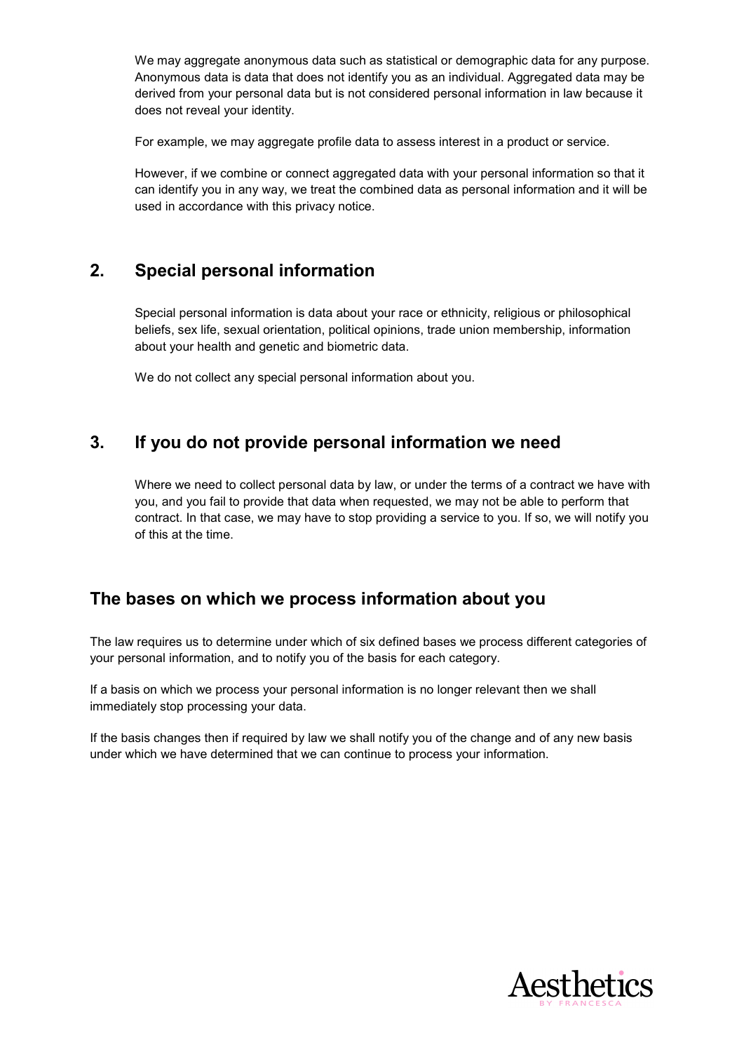We may aggregate anonymous data such as statistical or demographic data for any purpose. Anonymous data is data that does not identify you as an individual. Aggregated data may be derived from your personal data but is not considered personal information in law because it does not reveal your identity.

For example, we may aggregate profile data to assess interest in a product or service.

However, if we combine or connect aggregated data with your personal information so that it can identify you in any way, we treat the combined data as personal information and it will be used in accordance with this privacy notice.

## 2. Special personal information

Special personal information is data about your race or ethnicity, religious or philosophical beliefs, sex life, sexual orientation, political opinions, trade union membership, information about your health and genetic and biometric data.

We do not collect any special personal information about you.

## 3. If you do not provide personal information we need

Where we need to collect personal data by law, or under the terms of a contract we have with you, and you fail to provide that data when requested, we may not be able to perform that contract. In that case, we may have to stop providing a service to you. If so, we will notify you of this at the time.

## The bases on which we process information about you

The law requires us to determine under which of six defined bases we process different categories of your personal information, and to notify you of the basis for each category.

If a basis on which we process your personal information is no longer relevant then we shall immediately stop processing your data.

If the basis changes then if required by law we shall notify you of the change and of any new basis under which we have determined that we can continue to process your information.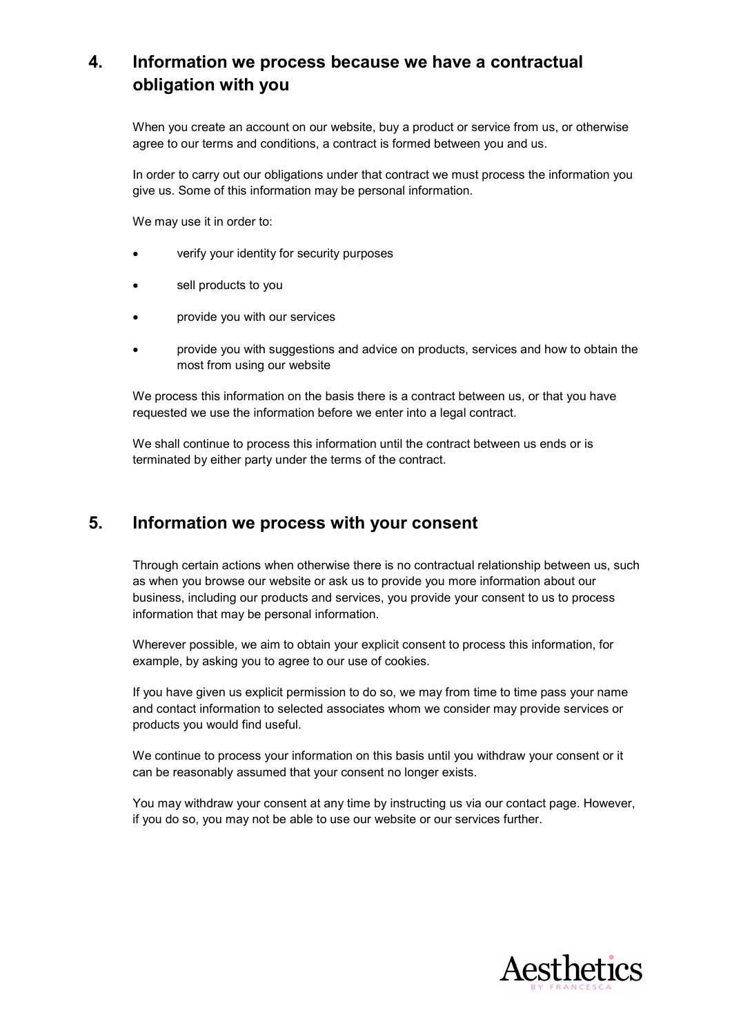## 4. Information we process because we have a contractual obligation with you

When you create an account on our website, buy a product or service from us, or otherwise agree to our terms and conditions, a contract is formed between you and us.

In order to carry out our obligations under that contract we must process the information you give us. Some of this information may be personal information.

We may use it in order to:

- verify your identity for security purposes
- sell products to you
- provide you with our services
- provide you with suggestions and advice on products, services and how to obtain the most from using our website

We process this information on the basis there is a contract between us, or that you have requested we use the information before we enter into a legal contract.

We shall continue to process this information until the contract between us ends or is terminated by either party under the terms of the contract.

## 5. Information we process with your consent

Through certain actions when otherwise there is no contractual relationship between us, such as when you browse our website or ask us to provide you more information about our business, including our products and services, you provide your consent to us to process information that may be personal information.

Wherever possible, we aim to obtain your explicit consent to process this information, for example, by asking you to agree to our use of cookies.

If you have given us explicit permission to do so, we may from time to time pass your name and contact information to selected associates whom we consider may provide services or products you would find useful.

We continue to process your information on this basis until you withdraw your consent or it can be reasonably assumed that your consent no longer exists.

You may withdraw your consent at any time by instructing us via our contact page. However, if you do so, you may not be able to use our website or our services further.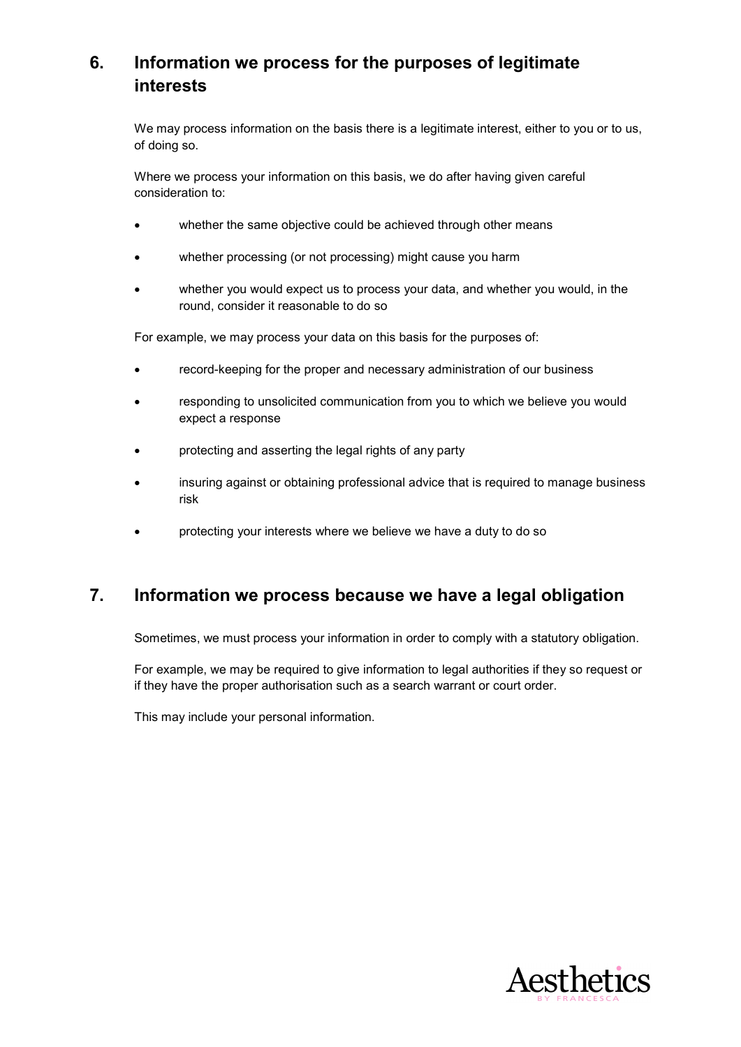## 6. Information we process for the purposes of legitimate interests

We may process information on the basis there is a legitimate interest, either to you or to us, of doing so.

Where we process your information on this basis, we do after having given careful consideration to:

- whether the same objective could be achieved through other means
- whether processing (or not processing) might cause you harm
- whether you would expect us to process your data, and whether you would, in the round, consider it reasonable to do so

For example, we may process your data on this basis for the purposes of:

- record-keeping for the proper and necessary administration of our business
- responding to unsolicited communication from you to which we believe you would expect a response
- protecting and asserting the legal rights of any party
- insuring against or obtaining professional advice that is required to manage business risk
- protecting your interests where we believe we have a duty to do so

## 7. Information we process because we have a legal obligation

Sometimes, we must process your information in order to comply with a statutory obligation.

For example, we may be required to give information to legal authorities if they so request or if they have the proper authorisation such as a search warrant or court order.

This may include your personal information.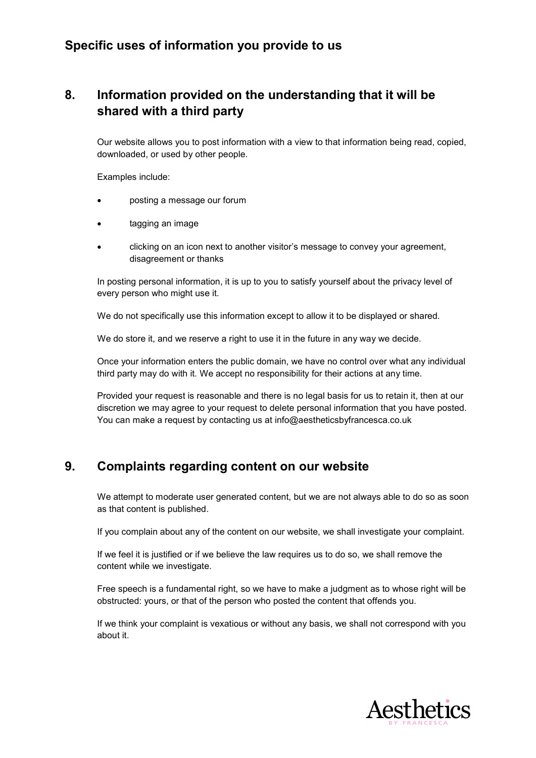## Specific uses of information you provide to us

## 8. Information provided on the understanding that it will be shared with a third party

Our website allows you to post information with a view to that information being read, copied, downloaded, or used by other people.

Examples include:

- posting a message our forum
- tagging an image
- clicking on an icon next to another visitor's message to convey your agreement, disagreement or thanks

In posting personal information, it is up to you to satisfy yourself about the privacy level of every person who might use it.

We do not specifically use this information except to allow it to be displayed or shared.

We do store it, and we reserve a right to use it in the future in any way we decide.

Once your information enters the public domain, we have no control over what any individual third party may do with it. We accept no responsibility for their actions at any time.

Provided your request is reasonable and there is no legal basis for us to retain it, then at our discretion we may agree to your request to delete personal information that you have posted. You can make a request by contacting us at info@aestheticsbyfrancesca.co.uk

## 9. Complaints regarding content on our website

We attempt to moderate user generated content, but we are not always able to do so as soon as that content is published.

If you complain about any of the content on our website, we shall investigate your complaint.

If we feel it is justified or if we believe the law requires us to do so, we shall remove the content while we investigate.

Free speech is a fundamental right, so we have to make a judgment as to whose right will be obstructed: yours, or that of the person who posted the content that offends you.

If we think your complaint is vexatious or without any basis, we shall not correspond with you about it.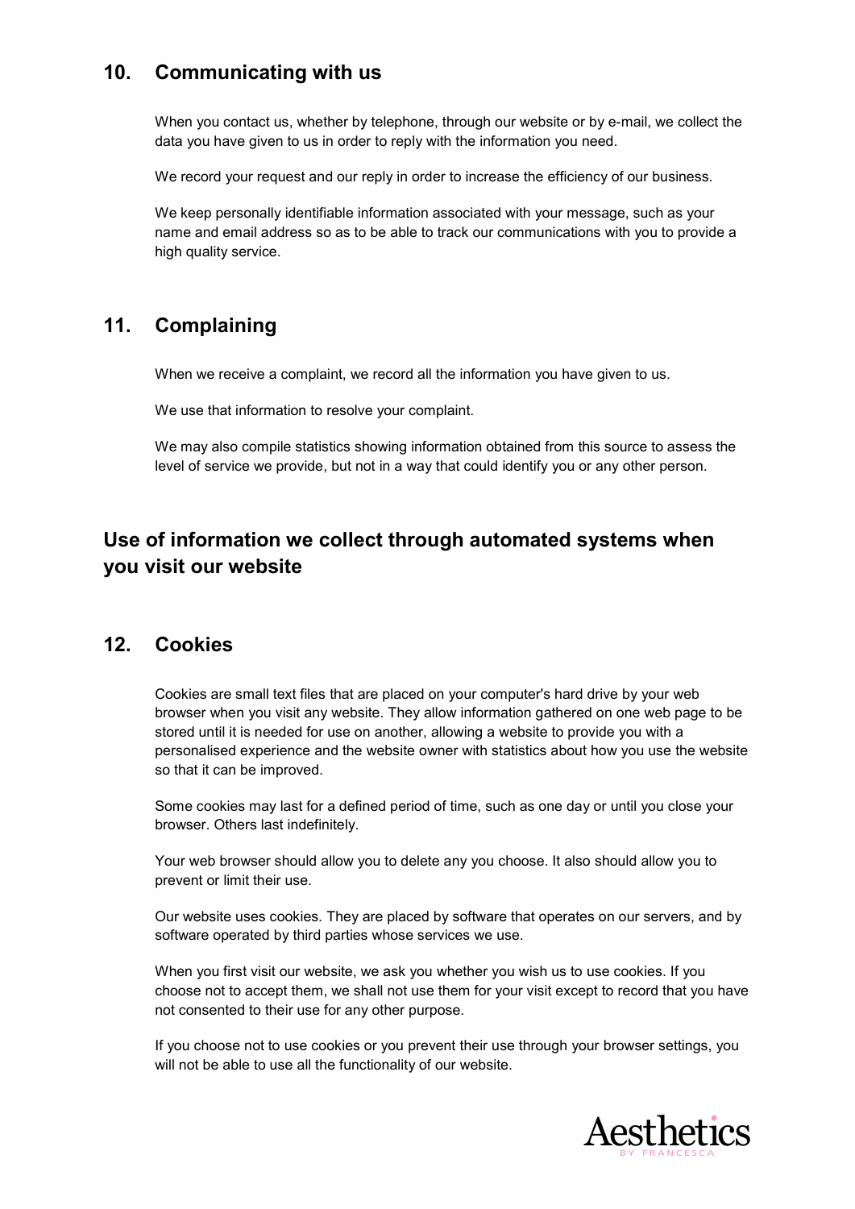## 10. Communicating with us

When you contact us, whether by telephone, through our website or by e-mail, we collect the data you have given to us in order to reply with the information you need.

We record your request and our reply in order to increase the efficiency of our business.

We keep personally identifiable information associated with your message, such as your name and email address so as to be able to track our communications with you to provide a high quality service.

## 11. Complaining

When we receive a complaint, we record all the information you have given to us.

We use that information to resolve your complaint.

We may also compile statistics showing information obtained from this source to assess the level of service we provide, but not in a way that could identify you or any other person.

# Use of information we collect through automated systems when you visit our website

## 12. Cookies

Cookies are small text files that are placed on your computer's hard drive by your web browser when you visit any website. They allow information gathered on one web page to be stored until it is needed for use on another, allowing a website to provide you with a personalised experience and the website owner with statistics about how you use the website so that it can be improved.

Some cookies may last for a defined period of time, such as one day or until you close your browser. Others last indefinitely.

Your web browser should allow you to delete any you choose. It also should allow you to prevent or limit their use.

Our website uses cookies. They are placed by software that operates on our servers, and by software operated by third parties whose services we use.

When you first visit our website, we ask you whether you wish us to use cookies. If you choose not to accept them, we shall not use them for your visit except to record that you have not consented to their use for any other purpose.

If you choose not to use cookies or you prevent their use through your browser settings, you will not be able to use all the functionality of our website.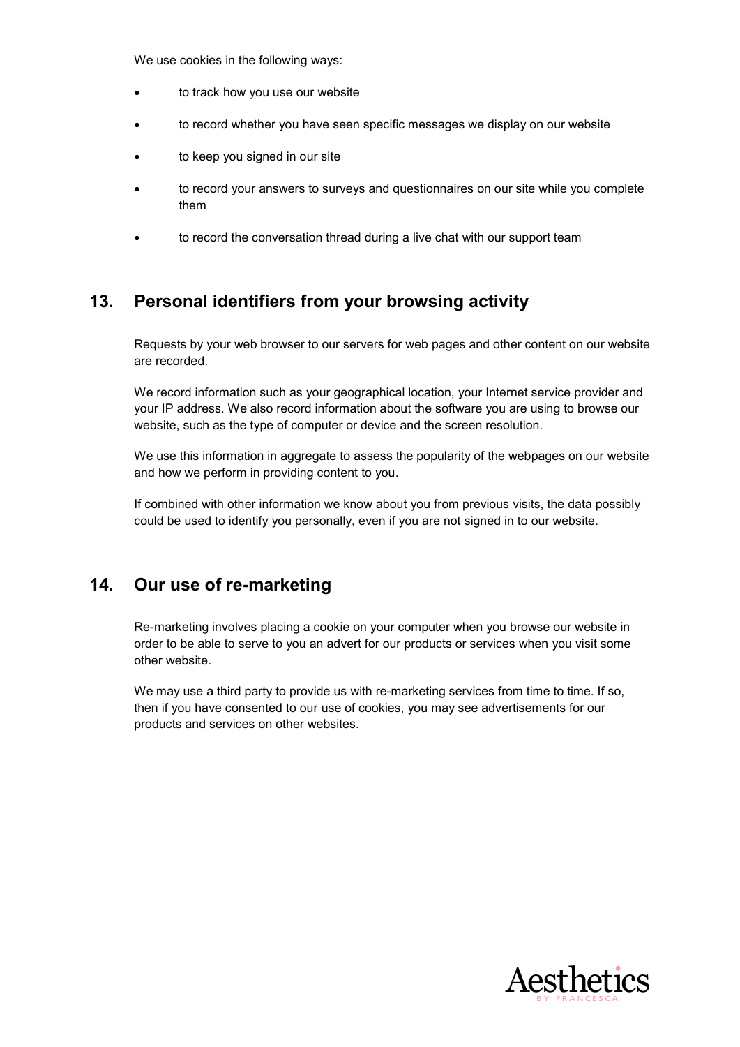We use cookies in the following ways:

- to track how you use our website
- to record whether you have seen specific messages we display on our website
- to keep you signed in our site
- to record your answers to surveys and questionnaires on our site while you complete them
- to record the conversation thread during a live chat with our support team

## 13. Personal identifiers from your browsing activity

Requests by your web browser to our servers for web pages and other content on our website are recorded.

We record information such as your geographical location, your Internet service provider and your IP address. We also record information about the software you are using to browse our website, such as the type of computer or device and the screen resolution.

We use this information in aggregate to assess the popularity of the webpages on our website and how we perform in providing content to you.

If combined with other information we know about you from previous visits, the data possibly could be used to identify you personally, even if you are not signed in to our website.

## 14. Our use of re-marketing

Re-marketing involves placing a cookie on your computer when you browse our website in order to be able to serve to you an advert for our products or services when you visit some other website.

We may use a third party to provide us with re-marketing services from time to time. If so, then if you have consented to our use of cookies, you may see advertisements for our products and services on other websites.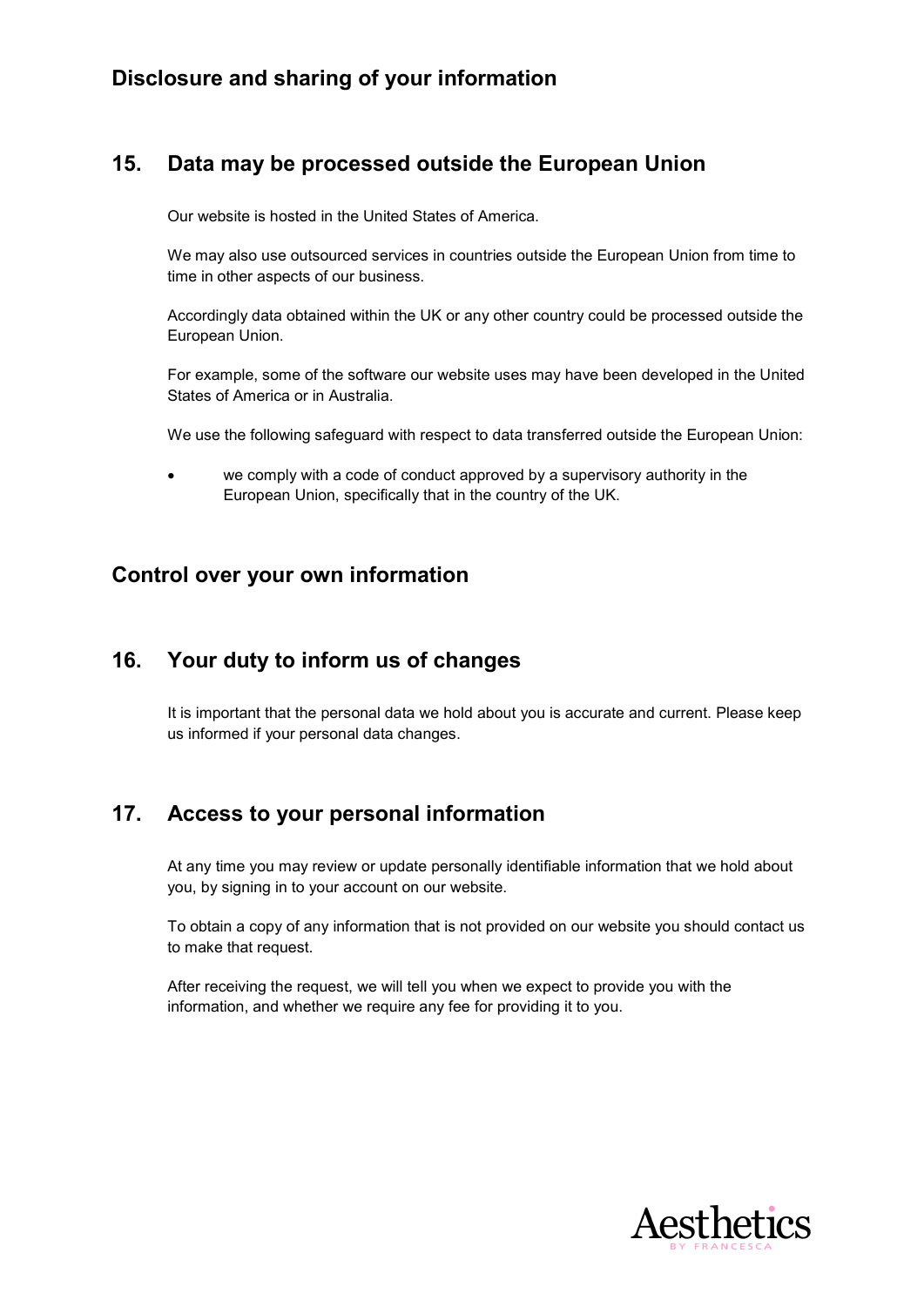## Disclosure and sharing of your information

### 15. Data may be processed outside the European Union

Our website is hosted in the United States of America.

We may also use outsourced services in countries outside the European Union from time to time in other aspects of our business.

Accordingly data obtained within the UK or any other country could be processed outside the European Union.

For example, some of the software our website uses may have been developed in the United States of America or in Australia.

We use the following safeguard with respect to data transferred outside the European Union:

- we comply with a code of conduct approved by a supervisory authority in the European Union, specifically that in the country of the UK.

## Control over your own information

### 16. Your duty to inform us of changes

It is important that the personal data we hold about you is accurate and current. Please keep us informed if your personal data changes.

### 17. Access to your personal information

At any time you may review or update personally identifiable information that we hold about you, by signing in to your account on our website.

To obtain a copy of any information that is not provided on our website you should contact us to make that request.

After receiving the request, we will tell you when we expect to provide you with the information, and whether we require any fee for providing it to you.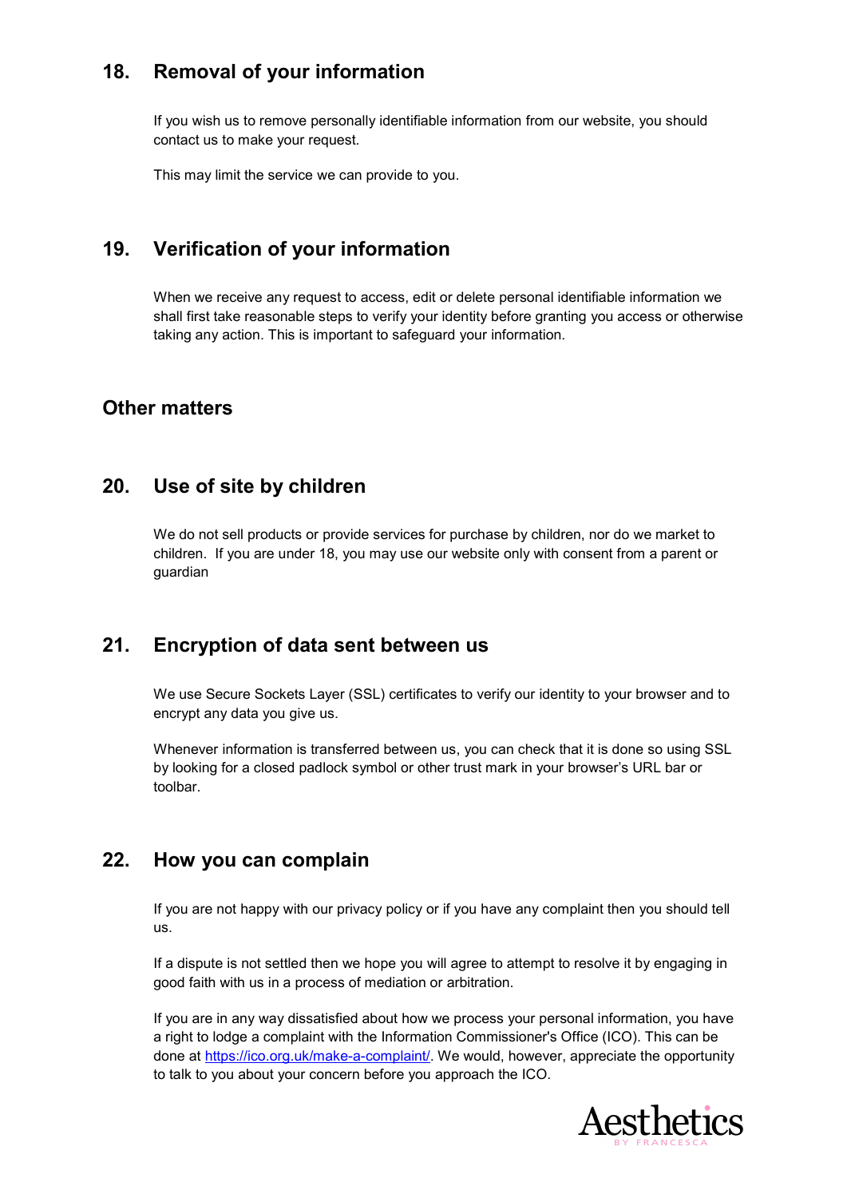## 18. Removal of your information

If you wish us to remove personally identifiable information from our website, you should contact us to make your request.

This may limit the service we can provide to you.

## 19. Verification of your information

When we receive any request to access, edit or delete personal identifiable information we shall first take reasonable steps to verify your identity before granting you access or otherwise taking any action. This is important to safeguard your information.

## Other matters

## 20. Use of site by children

We do not sell products or provide services for purchase by children, nor do we market to children. If you are under 18, you may use our website only with consent from a parent or guardian

## 21. Encryption of data sent between us

We use Secure Sockets Layer (SSL) certificates to verify our identity to your browser and to encrypt any data you give us.

Whenever information is transferred between us, you can check that it is done so using SSL by looking for a closed padlock symbol or other trust mark in your browser's URL bar or toolbar.

## 22. How you can complain

If you are not happy with our privacy policy or if you have any complaint then you should tell us.

If a dispute is not settled then we hope you will agree to attempt to resolve it by engaging in good faith with us in a process of mediation or arbitration.

If you are in any way dissatisfied about how we process your personal information, you have a right to lodge a complaint with the Information Commissioner's Office (ICO). This can be done at [https://ico.org.uk/make-a-complaint/](https://ico.org.uk/make-a-complaint/). We would, however, appreciate the opportunity to talk to you about your concern before you approach the ICO.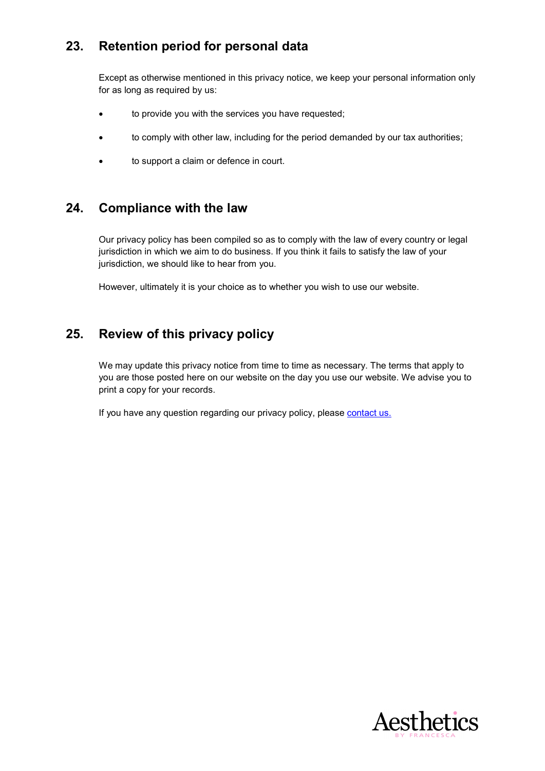## 23. Retention period for personal data

Except as otherwise mentioned in this privacy notice, we keep your personal information only for as long as required by us:

- to provide you with the services you have requested;
- to comply with other law, including for the period demanded by our tax authorities;
- to support a claim or defence in court.

## 24. Compliance with the law

Our privacy policy has been compiled so as to comply with the law of every country or legal jurisdiction in which we aim to do business. If you think it fails to satisfy the law of your jurisdiction, we should like to hear from you.

However, ultimately it is your choice as to whether you wish to use our website.

## 25. Review of this privacy policy

We may update this privacy notice from time to time as necessary. The terms that apply to you are those posted here on our website on the day you use our website. We advise you to print a copy for your records.

If you have any question regarding our privacy policy, please contact us.